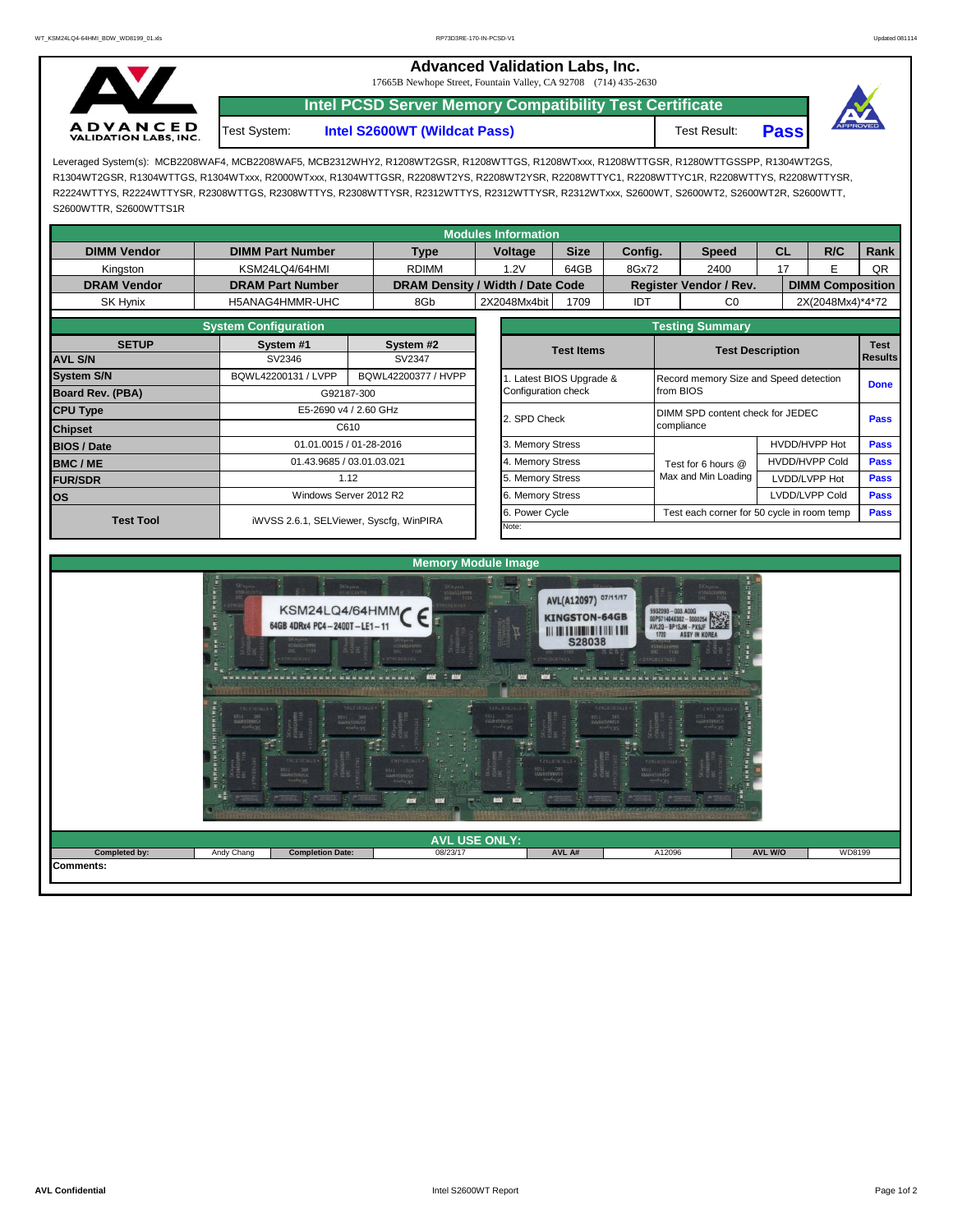# Advanced Validation Labs, Inc.

17665B Newhope Street, Fountain Valley, CA 92708 (714) 435-2630

## Intel PCSD Server Memory Compatibility Test Certificate

Test System: **Intel S2600WT (Wildcat Pass)** Test Result: **Pass**

Leveraged System(s): MCB2208WAF4, MCB2208WAF5, MCB2312WHY2, R1208WT2GSR, R1208WTTGS, R1208WTxxx, R1208WTTGSR, R1280WTTGSSPP, R1304WT2GS, R1304WT2GSR, R1304WTTGS, R1304WTxxx, R2000WTxxx, R1304WTTGSR, R2208WT2YS, R2208WT2YSR, R2208WTTYC1, R2208WTTYC1R, R2208WTTYS, R2208WTTYSR, R2224WTTYS, R2224WTTYSR, R2308WTTGS, R2308WTTYS, R2308WTTYSR, R2312WTTYS, R2312WTTYSR, R2312WTxxx, S2600WT, S2600WT2, S2600WT2R, S2600WTT, S2600WTTR, S2600WTTS1R

### Modules Information

| DIMM Vendor | DIMM Part Number | Type | Voltage | Size | Config. | Speed | CL | R/C | Rank |
|---|---|---|---|---|---|---|---|---|---|
| Kingston | KSM24LQ4/64HMI | RDIMM | 1.2V | 64GB | 8Gx72 | 2400 | 17 | E | QR |
| **DRAM Vendor** | **DRAM Part Number** | **DRAM Density / Width / Date Code** | | | **Register Vendor / Rev.** | | **DIMM Composition** | | |
| SK Hynix | H5ANAG4HMMR-UHC | 8Gb | 2X2048Mx4bit | 1709 | IDT | C0 | 2X(2048Mx4)*4*72 | | |

### System Configuration

| SETUP | System #1 | System #2 |
|---|---|---|
| AVL S/N | SV2346 | SV2347 |
| System S/N | BQWL42200131 / LVPP | BQWL42200377 / HVPP |
| Board Rev. (PBA) | G92187-300 | |
| CPU Type | E5-2690 v4 / 2.60 GHz | |
| Chipset | C610 | |
| BIOS / Date | 01.01.0015 / 01-28-2016 | |
| BMC / ME | 01.43.9685 / 03.01.03.021 | |
| FUR/SDR | 1.12 | |
| OS | Windows Server 2012 R2 | |
| Test Tool | iWVSS 2.6.1, SELViewer, Syscfg, WinPIRA | |

### Testing Summary

| Test Items | Test Description | | Test Results |
|---|---|---|---|
| 1. Latest BIOS Upgrade & Configuration check | Record memory Size and Speed detection from BIOS | | Done |
| 2. SPD Check | DIMM SPD content check for JEDEC compliance | | Pass |
| 3. Memory Stress | Test for 6 hours @ Max and Min Loading | HVDD/HVPP Hot | Pass |
| 4. Memory Stress | | HVDD/HVPP Cold | Pass |
| 5. Memory Stress | | LVDD/LVPP Hot | Pass |
| 6. Memory Stress | | LVDD/LVPP Cold | Pass |
| 6. Power Cycle | Test each corner for 50 cycle in room temp | | Pass |

Note:

### Memory Module Image

### AVL USE ONLY:

| Completed by: | Andy Chang | Completion Date: | 08/23/17 | AVL A# | A12096 | AVL W/O | WD8199 |
|---|---|---|---|---|---|---|---|

**Comments:**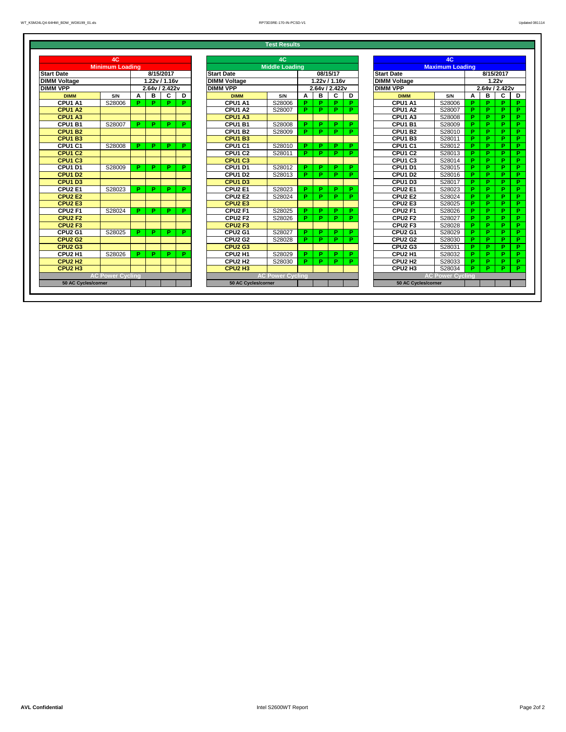## Test Results

| 4C Minimum Loading | | | | | |
|---|---|---|---|---|---|
| **Start Date** | | 8/15/2017 | | | |
| **DIMM Voltage** | | 1.22v / 1.16v | | | |
| **DIMM VPP** | | 2.64v / 2.422v | | | |
| **DIMM** | **S/N** | **A** | **B** | **C** | **D** |
| CPU1 A1 | S28006 | P | P | P | P |
| CPU1 A2 | | | | | |
| CPU1 A3 | | | | | |
| CPU1 B1 | S28007 | P | P | P | P |
| CPU1 B2 | | | | | |
| CPU1 B3 | | | | | |
| CPU1 C1 | S28008 | P | P | P | P |
| CPU1 C2 | | | | | |
| CPU1 C3 | | | | | |
| CPU1 D1 | S28009 | P | P | P | P |
| CPU1 D2 | | | | | |
| CPU1 D3 | | | | | |
| CPU2 E1 | S28023 | P | P | P | P |
| CPU2 E2 | | | | | |
| CPU2 E3 | | | | | |
| CPU2 F1 | S28024 | P | P | P | P |
| CPU2 F2 | | | | | |
| CPU2 F3 | | | | | |
| CPU2 G1 | S28025 | P | P | P | P |
| CPU2 G2 | | | | | |
| CPU2 G3 | | | | | |
| CPU2 H1 | S28026 | P | P | P | P |
| CPU2 H2 | | | | | |
| CPU2 H3 | | | | | |
| **AC Power Cycling** | | | | | |
| 50 AC Cycles/corner | | | | | |

| 4C Middle Loading | | | | | |
|---|---|---|---|---|---|
| **Start Date** | | 08/15/17 | | | |
| **DIMM Voltage** | | 1.22v / 1.16v | | | |
| **DIMM VPP** | | 2.64v / 2.422v | | | |
| **DIMM** | **S/N** | **A** | **B** | **C** | **D** |
| CPU1 A1 | S28006 | P | P | P | P |
| CPU1 A2 | S28007 | P | P | P | P |
| CPU1 A3 | | | | | |
| CPU1 B1 | S28008 | P | P | P | P |
| CPU1 B2 | S28009 | P | P | P | P |
| CPU1 B3 | | | | | |
| CPU1 C1 | S28010 | P | P | P | P |
| CPU1 C2 | S28011 | P | P | P | P |
| CPU1 C3 | | | | | |
| CPU1 D1 | S28012 | P | P | P | P |
| CPU1 D2 | S28013 | P | P | P | P |
| CPU1 D3 | | | | | |
| CPU2 E1 | S28023 | P | P | P | P |
| CPU2 E2 | S28024 | P | P | P | P |
| CPU2 E3 | | | | | |
| CPU2 F1 | S28025 | P | P | P | P |
| CPU2 F2 | S28026 | P | P | P | P |
| CPU2 F3 | | | | | |
| CPU2 G1 | S28027 | P | P | P | P |
| CPU2 G2 | S28028 | P | P | P | P |
| CPU2 G3 | | | | | |
| CPU2 H1 | S28029 | P | P | P | P |
| CPU2 H2 | S28030 | P | P | P | P |
| CPU2 H3 | | | | | |
| **AC Power Cycling** | | | | | |
| 50 AC Cycles/corner | | | | | |

| 4C Maximum Loading | | | | | |
|---|---|---|---|---|---|
| **Start Date** | | 8/15/2017 | | | |
| **DIMM Voltage** | | 1.22v | | | |
| **DIMM VPP** | | 2.64v / 2.422v | | | |
| **DIMM** | **S/N** | **A** | **B** | **C** | **D** |
| CPU1 A1 | S28006 | P | P | P | P |
| CPU1 A2 | S28007 | P | P | P | P |
| CPU1 A3 | S28008 | P | P | P | P |
| CPU1 B1 | S28009 | P | P | P | P |
| CPU1 B2 | S28010 | P | P | P | P |
| CPU1 B3 | S28011 | P | P | P | P |
| CPU1 C1 | S28012 | P | P | P | P |
| CPU1 C2 | S28013 | P | P | P | P |
| CPU1 C3 | S28014 | P | P | P | P |
| CPU1 D1 | S28015 | P | P | P | P |
| CPU1 D2 | S28016 | P | P | P | P |
| CPU1 D3 | S28017 | P | P | P | P |
| CPU2 E1 | S28023 | P | P | P | P |
| CPU2 E2 | S28024 | P | P | P | P |
| CPU2 E3 | S28025 | P | P | P | P |
| CPU2 F1 | S28026 | P | P | P | P |
| CPU2 F2 | S28027 | P | P | P | P |
| CPU2 F3 | S28028 | P | P | P | P |
| CPU2 G1 | S28029 | P | P | P | P |
| CPU2 G2 | S28030 | P | P | P | P |
| CPU2 G3 | S28031 | P | P | P | P |
| CPU2 H1 | S28032 | P | P | P | P |
| CPU2 H2 | S28033 | P | P | P | P |
| CPU2 H3 | S28034 | P | P | P | P |
| **AC Power Cycling** | | | | | |
| 50 AC Cycles/corner | | | | | |